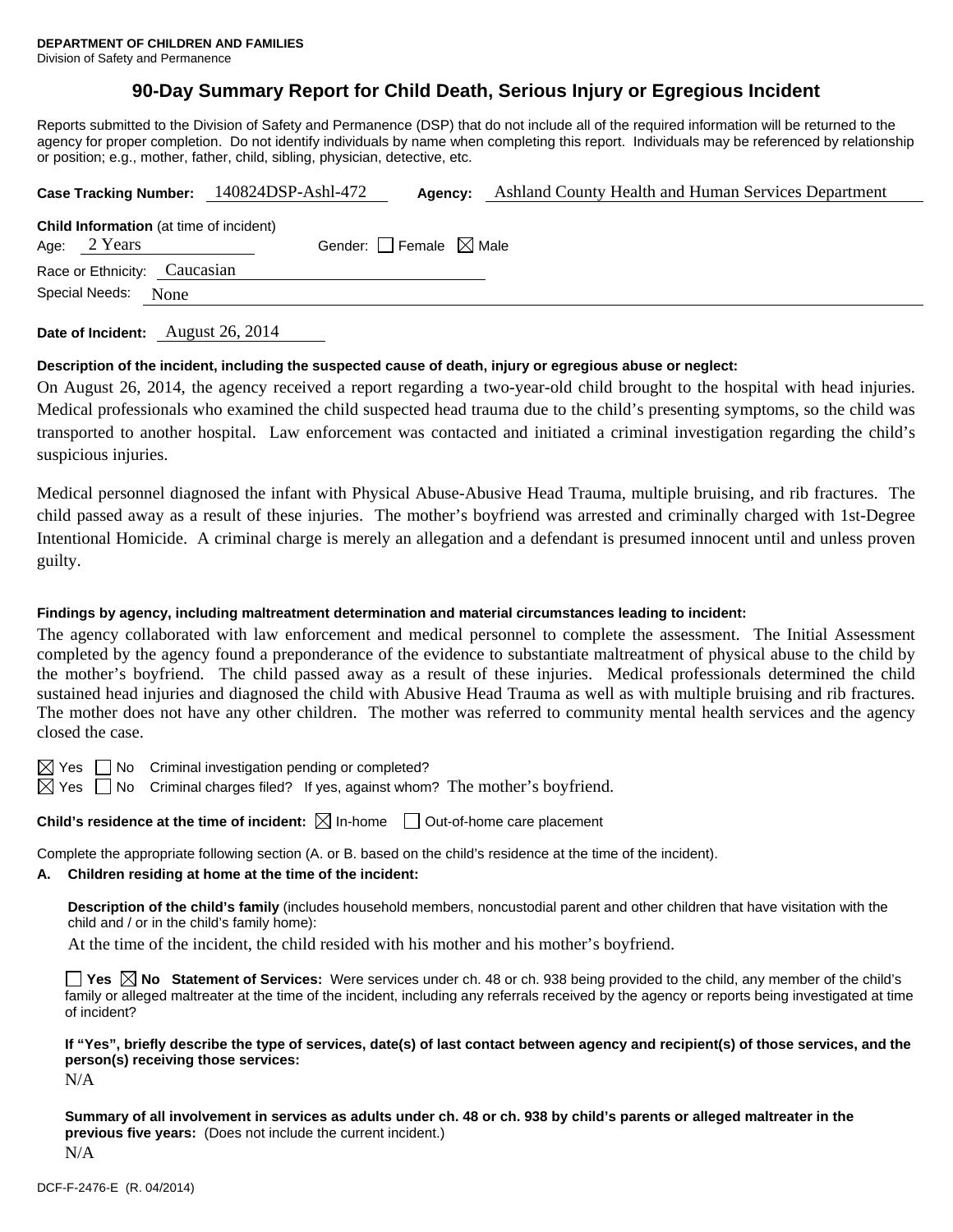**DEPARTMENT OF CHILDREN AND FAMILIES**
Division of Safety and Permanence

# 90-Day Summary Report for Child Death, Serious Injury or Egregious Incident

Reports submitted to the Division of Safety and Permanence (DSP) that do not include all of the required information will be returned to the agency for proper completion. Do not identify individuals by name when completing this report. Individuals may be referenced by relationship or position; e.g., mother, father, child, sibling, physician, detective, etc.

**Case Tracking Number:** 140824DSP-Ashl-472 **Agency:** Ashland County Health and Human Services Department

**Child Information** (at time of incident)
Age: 2 Years Gender: ☐ Female ☒ Male
Race or Ethnicity: Caucasian
Special Needs: None

**Date of Incident:** August 26, 2014

**Description of the incident, including the suspected cause of death, injury or egregious abuse or neglect:**

On August 26, 2014, the agency received a report regarding a two-year-old child brought to the hospital with head injuries. Medical professionals who examined the child suspected head trauma due to the child's presenting symptoms, so the child was transported to another hospital. Law enforcement was contacted and initiated a criminal investigation regarding the child's suspicious injuries.

Medical personnel diagnosed the infant with Physical Abuse-Abusive Head Trauma, multiple bruising, and rib fractures. The child passed away as a result of these injuries. The mother's boyfriend was arrested and criminally charged with 1st-Degree Intentional Homicide. A criminal charge is merely an allegation and a defendant is presumed innocent until and unless proven guilty.

**Findings by agency, including maltreatment determination and material circumstances leading to incident:**

The agency collaborated with law enforcement and medical personnel to complete the assessment. The Initial Assessment completed by the agency found a preponderance of the evidence to substantiate maltreatment of physical abuse to the child by the mother's boyfriend. The child passed away as a result of these injuries. Medical professionals determined the child sustained head injuries and diagnosed the child with Abusive Head Trauma as well as with multiple bruising and rib fractures. The mother does not have any other children. The mother was referred to community mental health services and the agency closed the case.

☒ Yes ☐ No Criminal investigation pending or completed?
☒ Yes ☐ No Criminal charges filed? If yes, against whom? The mother's boyfriend.

**Child's residence at the time of incident:** ☒ In-home ☐ Out-of-home care placement

Complete the appropriate following section (A. or B. based on the child's residence at the time of the incident).

**A. Children residing at home at the time of the incident:**

**Description of the child's family** (includes household members, noncustodial parent and other children that have visitation with the child and / or in the child's family home):

At the time of the incident, the child resided with his mother and his mother's boyfriend.

☐ **Yes** ☒ **No Statement of Services:** Were services under ch. 48 or ch. 938 being provided to the child, any member of the child's family or alleged maltreater at the time of the incident, including any referrals received by the agency or reports being investigated at time of incident?

**If "Yes", briefly describe the type of services, date(s) of last contact between agency and recipient(s) of those services, and the person(s) receiving those services:**

N/A

**Summary of all involvement in services as adults under ch. 48 or ch. 938 by child's parents or alleged maltreater in the previous five years:** (Does not include the current incident.)

N/A

DCF-F-2476-E (R. 04/2014)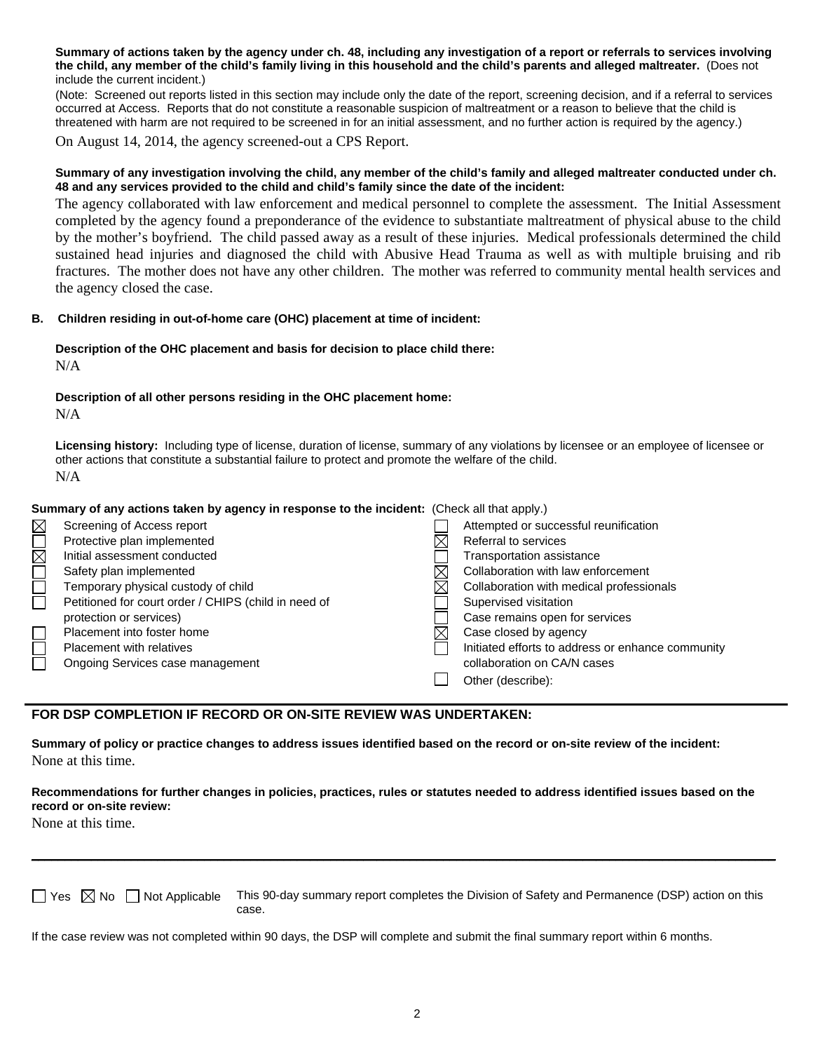**Summary of actions taken by the agency under ch. 48, including any investigation of a report or referrals to services involving the child, any member of the child's family living in this household and the child's parents and alleged maltreater.** (Does not include the current incident.)

(Note: Screened out reports listed in this section may include only the date of the report, screening decision, and if a referral to services occurred at Access. Reports that do not constitute a reasonable suspicion of maltreatment or a reason to believe that the child is threatened with harm are not required to be screened in for an initial assessment, and no further action is required by the agency.)

On August 14, 2014, the agency screened-out a CPS Report.

**Summary of any investigation involving the child, any member of the child's family and alleged maltreater conducted under ch. 48 and any services provided to the child and child's family since the date of the incident:**

The agency collaborated with law enforcement and medical personnel to complete the assessment. The Initial Assessment completed by the agency found a preponderance of the evidence to substantiate maltreatment of physical abuse to the child by the mother's boyfriend. The child passed away as a result of these injuries. Medical professionals determined the child sustained head injuries and diagnosed the child with Abusive Head Trauma as well as with multiple bruising and rib fractures. The mother does not have any other children. The mother was referred to community mental health services and the agency closed the case.

**B. Children residing in out-of-home care (OHC) placement at time of incident:**

**Description of the OHC placement and basis for decision to place child there:**

N/A

**Description of all other persons residing in the OHC placement home:**

N/A

**Licensing history:** Including type of license, duration of license, summary of any violations by licensee or an employee of licensee or other actions that constitute a substantial failure to protect and promote the welfare of the child.

N/A

**Summary of any actions taken by agency in response to the incident:** (Check all that apply.)

- [x] Screening of Access report
- [ ] Protective plan implemented
- [x] Initial assessment conducted
- [ ] Safety plan implemented
- [ ] Temporary physical custody of child
- [ ] Petitioned for court order / CHIPS (child in need of protection or services)
- [ ] Placement into foster home
- [ ] Placement with relatives
- [ ] Ongoing Services case management
- [ ] Attempted or successful reunification
- [x] Referral to services
- [ ] Transportation assistance
- [x] Collaboration with law enforcement
- [x] Collaboration with medical professionals
- [ ] Supervised visitation
- [ ] Case remains open for services
- [x] Case closed by agency
- [ ] Initiated efforts to address or enhance community collaboration on CA/N cases
- [ ] Other (describe):

---

## FOR DSP COMPLETION IF RECORD OR ON-SITE REVIEW WAS UNDERTAKEN:

**Summary of policy or practice changes to address issues identified based on the record or on-site review of the incident:**

None at this time.

**Recommendations for further changes in policies, practices, rules or statutes needed to address identified issues based on the record or on-site review:**

None at this time.

---

☐ Yes ☒ No ☐ Not Applicable This 90-day summary report completes the Division of Safety and Permanence (DSP) action on this case.

If the case review was not completed within 90 days, the DSP will complete and submit the final summary report within 6 months.